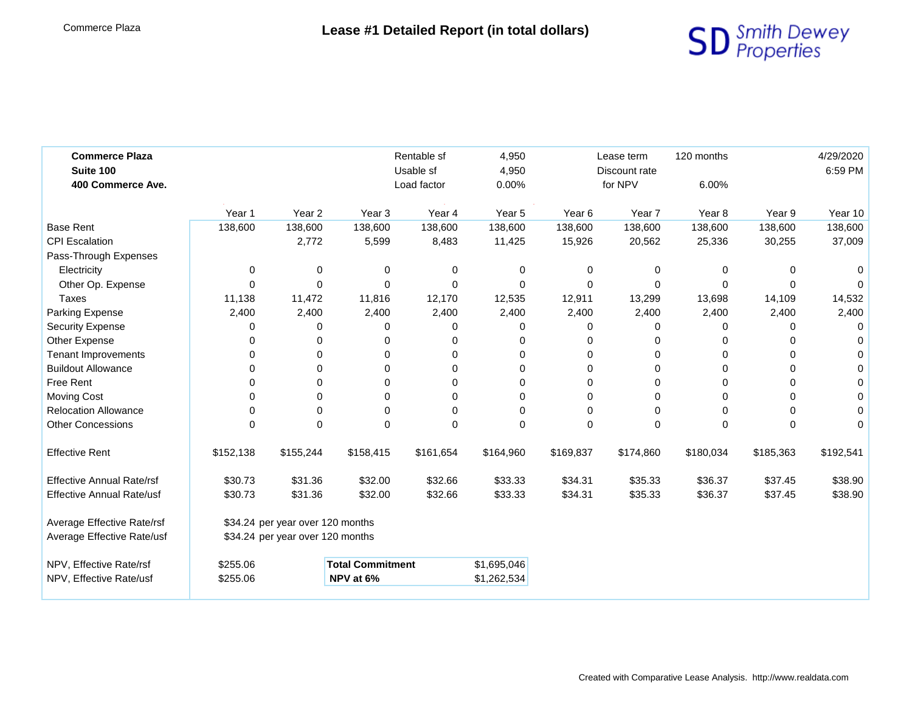Commerce Plaza

# Lease #1 Detailed Report (in total dollars)

SD Smith Dewey Properties

| **Commerce Plaza** | Rentable sf | 4,950 | Lease term | 120 months | 4/29/2020 |
|---|---|---|---|---|---|
| **Suite 100** | Usable sf | 4,950 | Discount rate | | 6:59 PM |
| **400 Commerce Ave.** | Load factor | 0.00% | for NPV | 6.00% | |

| | Year 1 | Year 2 | Year 3 | Year 4 | Year 5 | Year 6 | Year 7 | Year 8 | Year 9 | Year 10 |
|---|---|---|---|---|---|---|---|---|---|---|
| Base Rent | 138,600 | 138,600 | 138,600 | 138,600 | 138,600 | 138,600 | 138,600 | 138,600 | 138,600 | 138,600 |
| CPI Escalation | | 2,772 | 5,599 | 8,483 | 11,425 | 15,926 | 20,562 | 25,336 | 30,255 | 37,009 |
| Pass-Through Expenses | | | | | | | | | | |
| Electricity | 0 | 0 | 0 | 0 | 0 | 0 | 0 | 0 | 0 | 0 |
| Other Op. Expense | 0 | 0 | 0 | 0 | 0 | 0 | 0 | 0 | 0 | 0 |
| Taxes | 11,138 | 11,472 | 11,816 | 12,170 | 12,535 | 12,911 | 13,299 | 13,698 | 14,109 | 14,532 |
| Parking Expense | 2,400 | 2,400 | 2,400 | 2,400 | 2,400 | 2,400 | 2,400 | 2,400 | 2,400 | 2,400 |
| Security Expense | 0 | 0 | 0 | 0 | 0 | 0 | 0 | 0 | 0 | 0 |
| Other Expense | 0 | 0 | 0 | 0 | 0 | 0 | 0 | 0 | 0 | 0 |
| Tenant Improvements | 0 | 0 | 0 | 0 | 0 | 0 | 0 | 0 | 0 | 0 |
| Buildout Allowance | 0 | 0 | 0 | 0 | 0 | 0 | 0 | 0 | 0 | 0 |
| Free Rent | 0 | 0 | 0 | 0 | 0 | 0 | 0 | 0 | 0 | 0 |
| Moving Cost | 0 | 0 | 0 | 0 | 0 | 0 | 0 | 0 | 0 | 0 |
| Relocation Allowance | 0 | 0 | 0 | 0 | 0 | 0 | 0 | 0 | 0 | 0 |
| Other Concessions | 0 | 0 | 0 | 0 | 0 | 0 | 0 | 0 | 0 | 0 |
| Effective Rent | $152,138 | $155,244 | $158,415 | $161,654 | $164,960 | $169,837 | $174,860 | $180,034 | $185,363 | $192,541 |
| Effective Annual Rate/rsf | $30.73 | $31.36 | $32.00 | $32.66 | $33.33 | $34.31 | $35.33 | $36.37 | $37.45 | $38.90 |
| Effective Annual Rate/usf | $30.73 | $31.36 | $32.00 | $32.66 | $33.33 | $34.31 | $35.33 | $36.37 | $37.45 | $38.90 |

Average Effective Rate/rsf — $34.24 per year over 120 months

Average Effective Rate/usf — $34.24 per year over 120 months

NPV, Effective Rate/rsf — $255.06

NPV, Effective Rate/usf — $255.06

| **Total Commitment** | $1,695,046 |
|---|---|
| **NPV at 6%** | $1,262,534 |

Created with Comparative Lease Analysis. http://www.realdata.com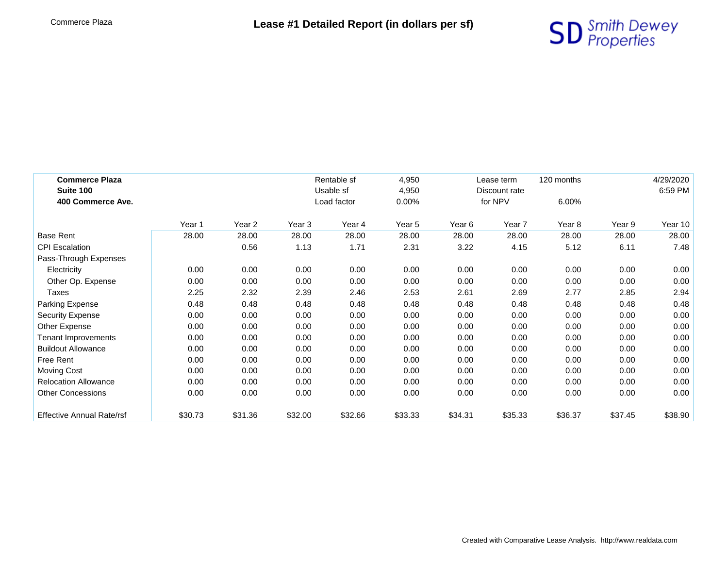Commerce Plaza

# Lease #1 Detailed Report (in dollars per sf)

SD Smith Dewey Properties

**Commerce Plaza**
**Suite 100**
**400 Commerce Ave.**

| | | |
|---|---|---|
| Rentable sf | 4,950 | |
| Usable sf | 4,950 | |
| Load factor | 0.00% | |
| Lease term | 120 months | |
| Discount rate for NPV | 6.00% | |
| | | 4/29/2020 6:59 PM |

| | Year 1 | Year 2 | Year 3 | Year 4 | Year 5 | Year 6 | Year 7 | Year 8 | Year 9 | Year 10 |
|---|---|---|---|---|---|---|---|---|---|---|
| Base Rent | 28.00 | 28.00 | 28.00 | 28.00 | 28.00 | 28.00 | 28.00 | 28.00 | 28.00 | 28.00 |
| CPI Escalation | | 0.56 | 1.13 | 1.71 | 2.31 | 3.22 | 4.15 | 5.12 | 6.11 | 7.48 |
| Pass-Through Expenses | | | | | | | | | | |
| Electricity | 0.00 | 0.00 | 0.00 | 0.00 | 0.00 | 0.00 | 0.00 | 0.00 | 0.00 | 0.00 |
| Other Op. Expense | 0.00 | 0.00 | 0.00 | 0.00 | 0.00 | 0.00 | 0.00 | 0.00 | 0.00 | 0.00 |
| Taxes | 2.25 | 2.32 | 2.39 | 2.46 | 2.53 | 2.61 | 2.69 | 2.77 | 2.85 | 2.94 |
| Parking Expense | 0.48 | 0.48 | 0.48 | 0.48 | 0.48 | 0.48 | 0.48 | 0.48 | 0.48 | 0.48 |
| Security Expense | 0.00 | 0.00 | 0.00 | 0.00 | 0.00 | 0.00 | 0.00 | 0.00 | 0.00 | 0.00 |
| Other Expense | 0.00 | 0.00 | 0.00 | 0.00 | 0.00 | 0.00 | 0.00 | 0.00 | 0.00 | 0.00 |
| Tenant Improvements | 0.00 | 0.00 | 0.00 | 0.00 | 0.00 | 0.00 | 0.00 | 0.00 | 0.00 | 0.00 |
| Buildout Allowance | 0.00 | 0.00 | 0.00 | 0.00 | 0.00 | 0.00 | 0.00 | 0.00 | 0.00 | 0.00 |
| Free Rent | 0.00 | 0.00 | 0.00 | 0.00 | 0.00 | 0.00 | 0.00 | 0.00 | 0.00 | 0.00 |
| Moving Cost | 0.00 | 0.00 | 0.00 | 0.00 | 0.00 | 0.00 | 0.00 | 0.00 | 0.00 | 0.00 |
| Relocation Allowance | 0.00 | 0.00 | 0.00 | 0.00 | 0.00 | 0.00 | 0.00 | 0.00 | 0.00 | 0.00 |
| Other Concessions | 0.00 | 0.00 | 0.00 | 0.00 | 0.00 | 0.00 | 0.00 | 0.00 | 0.00 | 0.00 |
| Effective Annual Rate/rsf | $30.73 | $31.36 | $32.00 | $32.66 | $33.33 | $34.31 | $35.33 | $36.37 | $37.45 | $38.90 |

Created with Comparative Lease Analysis. http://www.realdata.com